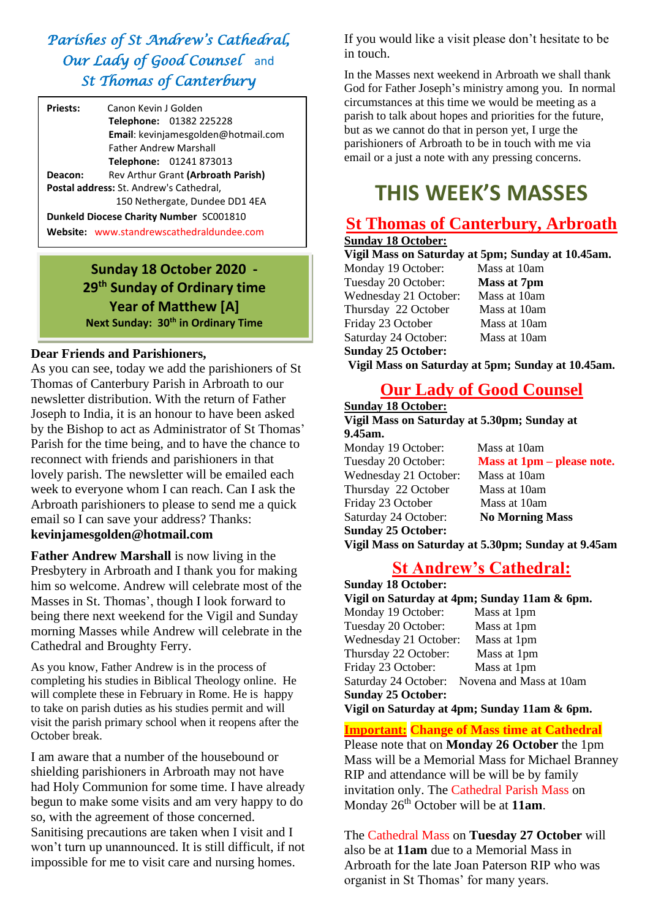# *Parishes of St Andrew's Cathedral, Our Lady of Good Counsel and St Thomas of Canterbury*

**Priests:** Canon Kevin J Golden
**Telephone:** 01382 225228
**Email**: kevinjamesgolden@hotmail.com
Father Andrew Marshall
**Telephone:** 01241 873013
**Deacon:** Rev Arthur Grant **(Arbroath Parish)**
**Postal address:** St. Andrew's Cathedral, 150 Nethergate, Dundee DD1 4EA
**Dunkeld Diocese Charity Number** SC001810
**Website:** www.standrewscathedraldundee.com

**Sunday 18 October 2020 - 29th Sunday of Ordinary time**
**Year of Matthew [A]**
**Next Sunday: 30th in Ordinary Time**

**Dear Friends and Parishioners,**

As you can see, today we add the parishioners of St Thomas of Canterbury Parish in Arbroath to our newsletter distribution. With the return of Father Joseph to India, it is an honour to have been asked by the Bishop to act as Administrator of St Thomas' Parish for the time being, and to have the chance to reconnect with friends and parishioners in that lovely parish. The newsletter will be emailed each week to everyone whom I can reach. Can I ask the Arbroath parishioners to please to send me a quick email so I can save your address? Thanks: **kevinjamesgolden@hotmail.com**

**Father Andrew Marshall** is now living in the Presbytery in Arbroath and I thank you for making him so welcome. Andrew will celebrate most of the Masses in St. Thomas', though I look forward to being there next weekend for the Vigil and Sunday morning Masses while Andrew will celebrate in the Cathedral and Broughty Ferry.

As you know, Father Andrew is in the process of completing his studies in Biblical Theology online. He will complete these in February in Rome. He is happy to take on parish duties as his studies permit and will visit the parish primary school when it reopens after the October break.

I am aware that a number of the housebound or shielding parishioners in Arbroath may not have had Holy Communion for some time. I have already begun to make some visits and am very happy to do so, with the agreement of those concerned. Sanitising precautions are taken when I visit and I won't turn up unannounced. It is still difficult, if not impossible for me to visit care and nursing homes.

If you would like a visit please don't hesitate to be in touch.

In the Masses next weekend in Arbroath we shall thank God for Father Joseph's ministry among you. In normal circumstances at this time we would be meeting as a parish to talk about hopes and priorities for the future, but as we cannot do that in person yet, I urge the parishioners of Arbroath to be in touch with me via email or a just a note with any pressing concerns.

# THIS WEEK'S MASSES

## St Thomas of Canterbury, Arbroath

**Sunday 18 October:**
**Vigil Mass on Saturday at 5pm; Sunday at 10.45am.**

| | |
|---|---|
| Monday 19 October: | Mass at 10am |
| Tuesday 20 October: | **Mass at 7pm** |
| Wednesday 21 October: | Mass at 10am |
| Thursday 22 October | Mass at 10am |
| Friday 23 October | Mass at 10am |
| Saturday 24 October: | Mass at 10am |

**Sunday 25 October:**
**Vigil Mass on Saturday at 5pm; Sunday at 10.45am.**

## Our Lady of Good Counsel

**Sunday 18 October:**
**Vigil Mass on Saturday at 5.30pm; Sunday at 9.45am.**

| | |
|---|---|
| Monday 19 October: | Mass at 10am |
| Tuesday 20 October: | **Mass at 1pm – please note.** |
| Wednesday 21 October: | Mass at 10am |
| Thursday 22 October | Mass at 10am |
| Friday 23 October | Mass at 10am |
| Saturday 24 October: | **No Morning Mass** |

**Sunday 25 October:**
**Vigil Mass on Saturday at 5.30pm; Sunday at 9.45am**

## St Andrew's Cathedral:

**Sunday 18 October:**
**Vigil on Saturday at 4pm; Sunday 11am & 6pm.**

| | |
|---|---|
| Monday 19 October: | Mass at 1pm |
| Tuesday 20 October: | Mass at 1pm |
| Wednesday 21 October: | Mass at 1pm |
| Thursday 22 October: | Mass at 1pm |
| Friday 23 October: | Mass at 1pm |
| Saturday 24 October: | Novena and Mass at 10am |

**Sunday 25 October:**
**Vigil on Saturday at 4pm; Sunday 11am & 6pm.**

**Important: Change of Mass time at Cathedral**

Please note that on **Monday 26 October** the 1pm Mass will be a Memorial Mass for Michael Branney RIP and attendance will be will be by family invitation only. The Cathedral Parish Mass on Monday 26th October will be at **11am**.

The Cathedral Mass on **Tuesday 27 October** will also be at **11am** due to a Memorial Mass in Arbroath for the late Joan Paterson RIP who was organist in St Thomas' for many years.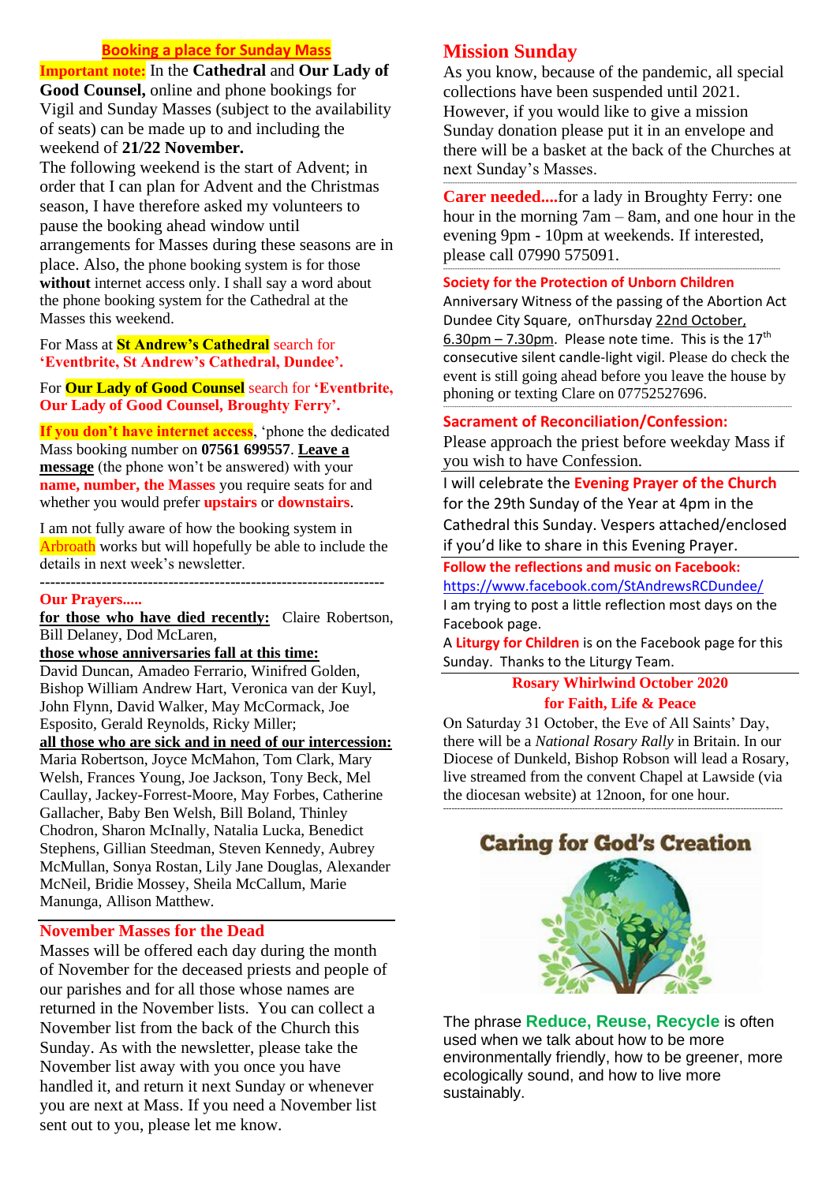## Booking a place for Sunday Mass

**Important note:** In the **Cathedral** and **Our Lady of Good Counsel,** online and phone bookings for Vigil and Sunday Masses (subject to the availability of seats) can be made up to and including the weekend of **21/22 November.**

The following weekend is the start of Advent; in order that I can plan for Advent and the Christmas season, I have therefore asked my volunteers to pause the booking ahead window until arrangements for Masses during these seasons are in place. Also, the phone booking system is for those **without** internet access only. I shall say a word about the phone booking system for the Cathedral at the Masses this weekend.

For Mass at **St Andrew's Cathedral** search for **'Eventbrite, St Andrew's Cathedral, Dundee'.**

For **Our Lady of Good Counsel** search for **'Eventbrite, Our Lady of Good Counsel, Broughty Ferry'.**

**If you don't have internet access**, 'phone the dedicated Mass booking number on **07561 699557**. **Leave a message** (the phone won't be answered) with your **name, number, the Masses** you require seats for and whether you would prefer **upstairs** or **downstairs**.

I am not fully aware of how the booking system in Arbroath works but will hopefully be able to include the details in next week's newsletter.

---

### Our Prayers.....

**for those who have died recently:** Claire Robertson, Bill Delaney, Dod McLaren,

**those whose anniversaries fall at this time:** David Duncan, Amadeo Ferrario, Winifred Golden, Bishop William Andrew Hart, Veronica van der Kuyl, John Flynn, David Walker, May McCormack, Joe Esposito, Gerald Reynolds, Ricky Miller;

**all those who are sick and in need of our intercession:** Maria Robertson, Joyce McMahon, Tom Clark, Mary Welsh, Frances Young, Joe Jackson, Tony Beck, Mel Caullay, Jackey-Forrest-Moore, May Forbes, Catherine Gallacher, Baby Ben Welsh, Bill Boland, Thinley Chodron, Sharon McInally, Natalia Lucka, Benedict Stephens, Gillian Steedman, Steven Kennedy, Aubrey McMullan, Sonya Rostan, Lily Jane Douglas, Alexander McNeil, Bridie Mossey, Sheila McCallum, Marie Manunga, Allison Matthew.

### November Masses for the Dead

Masses will be offered each day during the month of November for the deceased priests and people of our parishes and for all those whose names are returned in the November lists. You can collect a November list from the back of the Church this Sunday. As with the newsletter, please take the November list away with you once you have handled it, and return it next Sunday or whenever you are next at Mass. If you need a November list sent out to you, please let me know.

## Mission Sunday

As you know, because of the pandemic, all special collections have been suspended until 2021. However, if you would like to give a mission Sunday donation please put it in an envelope and there will be a basket at the back of the Churches at next Sunday's Masses.

**Carer needed....**for a lady in Broughty Ferry: one hour in the morning 7am – 8am, and one hour in the evening 9pm - 10pm at weekends. If interested, please call 07990 575091.

### Society for the Protection of Unborn Children

Anniversary Witness of the passing of the Abortion Act Dundee City Square, onThursday 22nd October, 6.30pm – 7.30pm. Please note time. This is the 17th consecutive silent candle-light vigil. Please do check the event is still going ahead before you leave the house by phoning or texting Clare on 07752527696.

### Sacrament of Reconciliation/Confession:

Please approach the priest before weekday Mass if you wish to have Confession.

I will celebrate the **Evening Prayer of the Church** for the 29th Sunday of the Year at 4pm in the Cathedral this Sunday. Vespers attached/enclosed if you'd like to share in this Evening Prayer.

**Follow the reflections and music on Facebook:**
https://www.facebook.com/StAndrewsRCDundee/

I am trying to post a little reflection most days on the Facebook page.

A **Liturgy for Children** is on the Facebook page for this Sunday. Thanks to the Liturgy Team.

### Rosary Whirlwind October 2020
### for Faith, Life & Peace

On Saturday 31 October, the Eve of All Saints' Day, there will be a *National Rosary Rally* in Britain. In our Diocese of Dunkeld, Bishop Robson will lead a Rosary, live streamed from the convent Chapel at Lawside (via the diocesan website) at 12noon, for one hour.

## Caring for God's Creation

The phrase **Reduce, Reuse, Recycle** is often used when we talk about how to be more environmentally friendly, how to be greener, more ecologically sound, and how to live more sustainably.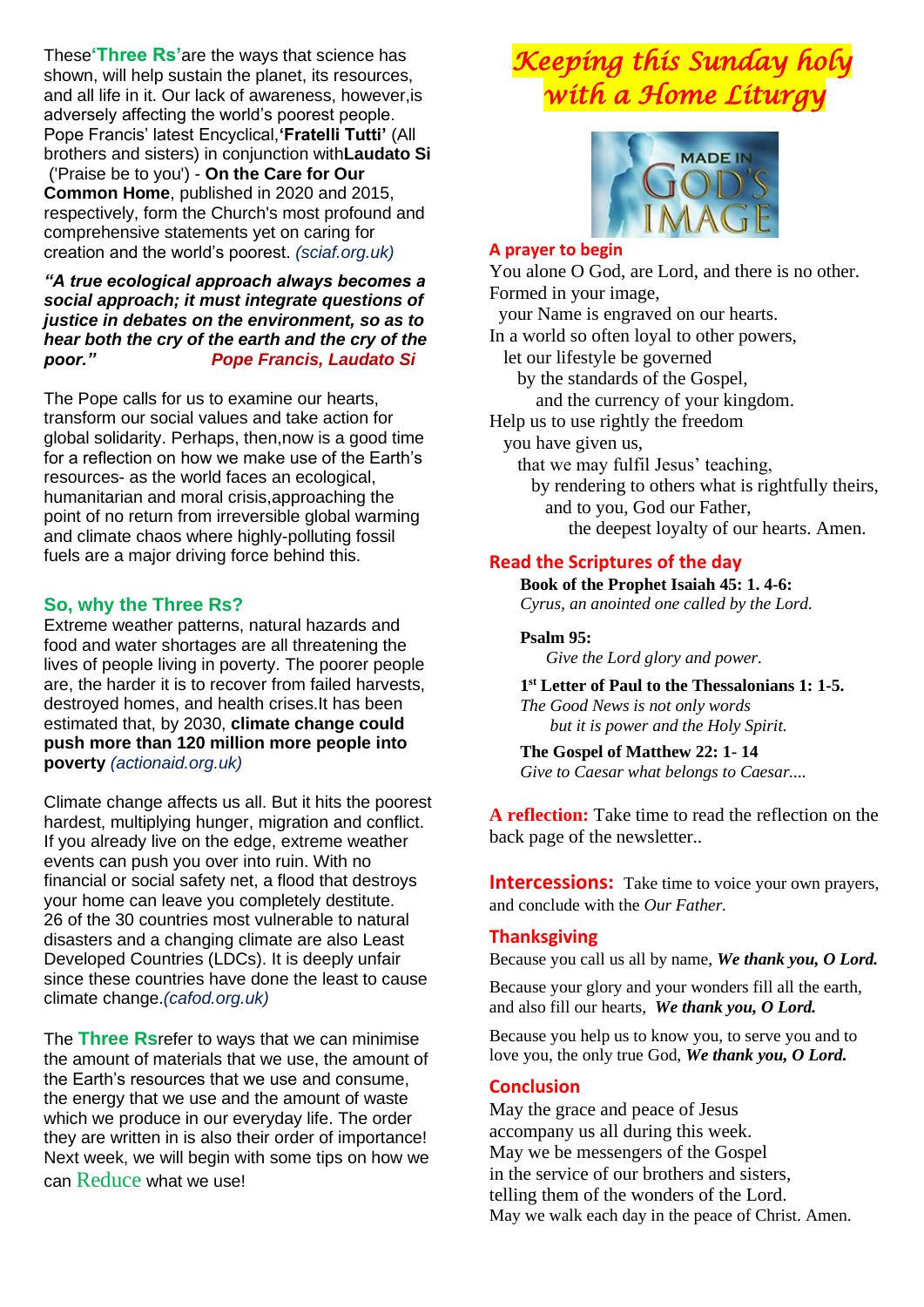These **'Three Rs'** are the ways that science has shown, will help sustain the planet, its resources, and all life in it. Our lack of awareness, however, is adversely affecting the world's poorest people. Pope Francis' latest Encyclical, **'Fratelli Tutti'** (All brothers and sisters) in conjunction with **Laudato Si** ('Praise be to you') - **On the Care for Our Common Home**, published in 2020 and 2015, respectively, form the Church's most profound and comprehensive statements yet on caring for creation and the world's poorest. *(sciaf.org.uk)*

***"A true ecological approach always becomes a social approach; it must integrate questions of justice in debates on the environment, so as to hear both the cry of the earth and the cry of the poor."*** ***Pope Francis, Laudato Si***

The Pope calls for us to examine our hearts, transform our social values and take action for global solidarity. Perhaps, then, now is a good time for a reflection on how we make use of the Earth's resources- as the world faces an ecological, humanitarian and moral crisis, approaching the point of no return from irreversible global warming and climate chaos where highly-polluting fossil fuels are a major driving force behind this.

## So, why the Three Rs?

Extreme weather patterns, natural hazards and food and water shortages are all threatening the lives of people living in poverty. The poorer people are, the harder it is to recover from failed harvests, destroyed homes, and health crises. It has been estimated that, by 2030, **climate change could push more than 120 million more people into poverty** *(actionaid.org.uk)*

Climate change affects us all. But it hits the poorest hardest, multiplying hunger, migration and conflict. If you already live on the edge, extreme weather events can push you over into ruin. With no financial or social safety net, a flood that destroys your home can leave you completely destitute. 26 of the 30 countries most vulnerable to natural disasters and a changing climate are also Least Developed Countries (LDCs). It is deeply unfair since these countries have done the least to cause climate change. *(cafod.org.uk)*

The **Three Rs** refer to ways that we can minimise the amount of materials that we use, the amount of the Earth's resources that we use and consume, the energy that we use and the amount of waste which we produce in our everyday life. The order they are written in is also their order of importance! Next week, we will begin with some tips on how we can Reduce what we use!

# *Keeping this Sunday holy with a Home Liturgy*

MADE IN GOD'S IMAGE

### A prayer to begin

You alone O God, are Lord, and there is no other.
Formed in your image,
your Name is engraved on our hearts.
In a world so often loyal to other powers,
let our lifestyle be governed
by the standards of the Gospel,
and the currency of your kingdom.
Help us to use rightly the freedom
you have given us,
that we may fulfil Jesus' teaching,
by rendering to others what is rightfully theirs,
and to you, God our Father,
the deepest loyalty of our hearts. Amen.

### Read the Scriptures of the day

**Book of the Prophet Isaiah 45: 1. 4-6:**
*Cyrus, an anointed one called by the Lord.*

**Psalm 95:**
*Give the Lord glory and power.*

**1st Letter of Paul to the Thessalonians 1: 1-5.**
*The Good News is not only words*
*but it is power and the Holy Spirit.*

**The Gospel of Matthew 22: 1- 14**
*Give to Caesar what belongs to Caesar....*

**A reflection:** Take time to read the reflection on the back page of the newsletter..

**Intercessions:** Take time to voice your own prayers, and conclude with the *Our Father.*

### Thanksgiving

Because you call us all by name, ***We thank you, O Lord.***

Because your glory and your wonders fill all the earth, and also fill our hearts, ***We thank you, O Lord.***

Because you help us to know you, to serve you and to love you, the only true God, ***We thank you, O Lord.***

### Conclusion

May the grace and peace of Jesus
accompany us all during this week.
May we be messengers of the Gospel
in the service of our brothers and sisters,
telling them of the wonders of the Lord.
May we walk each day in the peace of Christ. Amen.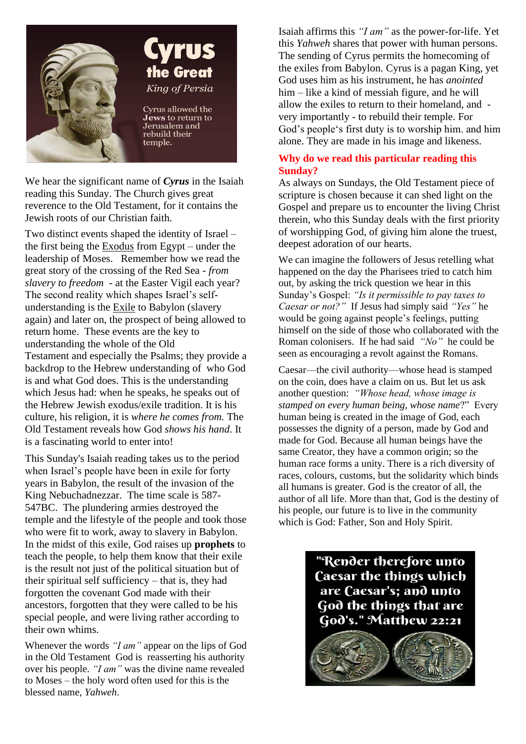**Cyrus the Great**

*King of Persia*

Cyrus allowed the **Jews** to return to Jerusalem and rebuild their temple.

We hear the significant name of ***Cyrus*** in the Isaiah reading this Sunday. The Church gives great reverence to the Old Testament, for it contains the Jewish roots of our Christian faith.

Two distinct events shaped the identity of Israel – the first being the Exodus from Egypt – under the leadership of Moses. Remember how we read the great story of the crossing of the Red Sea - *from slavery to freedom* - at the Easter Vigil each year? The second reality which shapes Israel's self-understanding is the Exile to Babylon (slavery again) and later on, the prospect of being allowed to return home. These events are the key to understanding the whole of the Old Testament and especially the Psalms; they provide a backdrop to the Hebrew understanding of who God is and what God does. This is the understanding which Jesus had: when he speaks, he speaks out of the Hebrew Jewish exodus/exile tradition. It is his culture, his religion, it is *where he comes from.* The Old Testament reveals how God *shows his hand*. It is a fascinating world to enter into!

This Sunday's Isaiah reading takes us to the period when Israel's people have been in exile for forty years in Babylon, the result of the invasion of the King Nebuchadnezzar. The time scale is 587-547BC. The plundering armies destroyed the temple and the lifestyle of the people and took those who were fit to work, away to slavery in Babylon. In the midst of this exile, God raises up **prophets** to teach the people, to help them know that their exile is the result not just of the political situation but of their spiritual self sufficiency – that is, they had forgotten the covenant God made with their ancestors, forgotten that they were called to be his special people, and were living rather according to their own whims.

Whenever the words *"I am"* appear on the lips of God in the Old Testament God is reasserting his authority over his people. *"I am"* was the divine name revealed to Moses – the holy word often used for this is the blessed name, *Yahweh*.

Isaiah affirms this *"I am"* as the power-for-life. Yet this *Yahweh* shares that power with human persons. The sending of Cyrus permits the homecoming of the exiles from Babylon. Cyrus is a pagan King, yet God uses him as his instrument, he has *anointed* him – like a kind of messiah figure, and he will allow the exiles to return to their homeland, and - very importantly - to rebuild their temple. For God's people's first duty is to worship him. and him alone. They are made in his image and likeness.

## Why do we read this particular reading this Sunday?

As always on Sundays, the Old Testament piece of scripture is chosen because it can shed light on the Gospel and prepare us to encounter the living Christ therein, who this Sunday deals with the first priority of worshipping God, of giving him alone the truest, deepest adoration of our hearts.

We can imagine the followers of Jesus retelling what happened on the day the Pharisees tried to catch him out, by asking the trick question we hear in this Sunday's Gospel: *"Is it permissible to pay taxes to Caesar or not?"* If Jesus had simply said *"Yes"* he would be going against people's feelings, putting himself on the side of those who collaborated with the Roman colonisers. If he had said *"No"* he could be seen as encouraging a revolt against the Romans.

Caesar—the civil authority—whose head is stamped on the coin, does have a claim on us. But let us ask another question: *"Whose head, whose image is stamped on every human being, whose name*?" Every human being is created in the image of God, each possesses the dignity of a person, made by God and made for God. Because all human beings have the same Creator, they have a common origin; so the human race forms a unity. There is a rich diversity of races, colours, customs, but the solidarity which binds all humans is greater. God is the creator of all, the author of all life. More than that, God is the destiny of his people, our future is to live in the community which is God: Father, Son and Holy Spirit.

**"Render therefore unto Caesar the things which are Caesar's; and unto God the things that are God's." Matthew 22:21**